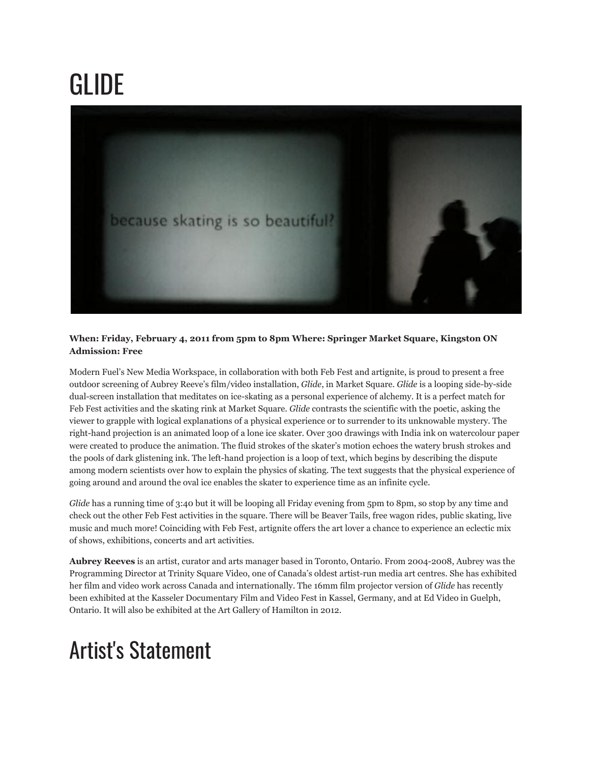# GLIDE

**When: Friday, February 4, 2011 from 5pm to 8pm Where: Springer Market Square, Kingston ON Admission: Free**

Modern Fuel's New Media Workspace, in collaboration with both Feb Fest and artignite, is proud to present a free outdoor screening of Aubrey Reeve's film/video installation, *Glide*, in Market Square. *Glide* is a looping side-by-side dual-screen installation that meditates on ice-skating as a personal experience of alchemy. It is a perfect match for Feb Fest activities and the skating rink at Market Square. *Glide* contrasts the scientific with the poetic, asking the viewer to grapple with logical explanations of a physical experience or to surrender to its unknowable mystery. The right-hand projection is an animated loop of a lone ice skater. Over 300 drawings with India ink on watercolour paper were created to produce the animation. The fluid strokes of the skater's motion echoes the watery brush strokes and the pools of dark glistening ink. The left-hand projection is a loop of text, which begins by describing the dispute among modern scientists over how to explain the physics of skating. The text suggests that the physical experience of going around and around the oval ice enables the skater to experience time as an infinite cycle.

*Glide* has a running time of 3:40 but it will be looping all Friday evening from 5pm to 8pm, so stop by any time and check out the other Feb Fest activities in the square. There will be Beaver Tails, free wagon rides, public skating, live music and much more! Coinciding with Feb Fest, artignite offers the art lover a chance to experience an eclectic mix of shows, exhibitions, concerts and art activities.

**Aubrey Reeves** is an artist, curator and arts manager based in Toronto, Ontario. From 2004-2008, Aubrey was the Programming Director at Trinity Square Video, one of Canada's oldest artist-run media art centres. She has exhibited her film and video work across Canada and internationally. The 16mm film projector version of *Glide* has recently been exhibited at the Kasseler Documentary Film and Video Fest in Kassel, Germany, and at Ed Video in Guelph, Ontario. It will also be exhibited at the Art Gallery of Hamilton in 2012.

# Artist's Statement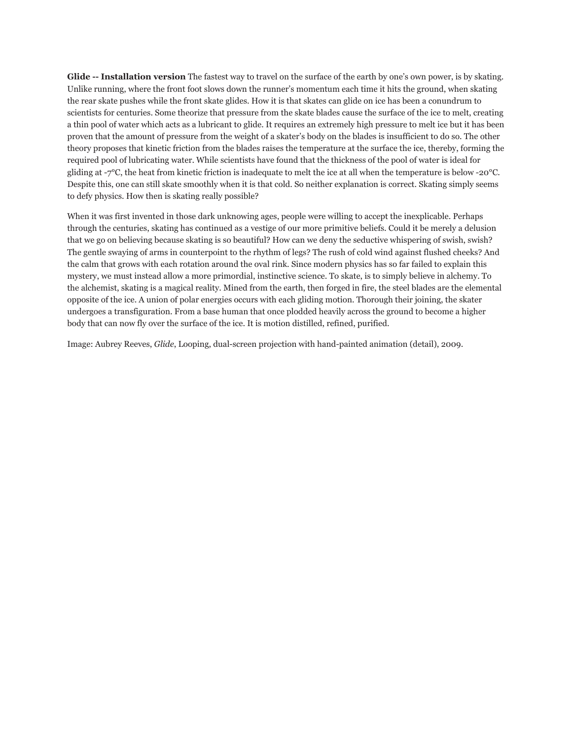**Glide -- Installation version** The fastest way to travel on the surface of the earth by one's own power, is by skating. Unlike running, where the front foot slows down the runner's momentum each time it hits the ground, when skating the rear skate pushes while the front skate glides. How it is that skates can glide on ice has been a conundrum to scientists for centuries. Some theorize that pressure from the skate blades cause the surface of the ice to melt, creating a thin pool of water which acts as a lubricant to glide. It requires an extremely high pressure to melt ice but it has been proven that the amount of pressure from the weight of a skater's body on the blades is insufficient to do so. The other theory proposes that kinetic friction from the blades raises the temperature at the surface the ice, thereby, forming the required pool of lubricating water. While scientists have found that the thickness of the pool of water is ideal for gliding at -7°C, the heat from kinetic friction is inadequate to melt the ice at all when the temperature is below -20°C. Despite this, one can still skate smoothly when it is that cold. So neither explanation is correct. Skating simply seems to defy physics. How then is skating really possible?

When it was first invented in those dark unknowing ages, people were willing to accept the inexplicable. Perhaps through the centuries, skating has continued as a vestige of our more primitive beliefs. Could it be merely a delusion that we go on believing because skating is so beautiful? How can we deny the seductive whispering of swish, swish? The gentle swaying of arms in counterpoint to the rhythm of legs? The rush of cold wind against flushed cheeks? And the calm that grows with each rotation around the oval rink. Since modern physics has so far failed to explain this mystery, we must instead allow a more primordial, instinctive science. To skate, is to simply believe in alchemy. To the alchemist, skating is a magical reality. Mined from the earth, then forged in fire, the steel blades are the elemental opposite of the ice. A union of polar energies occurs with each gliding motion. Thorough their joining, the skater undergoes a transfiguration. From a base human that once plodded heavily across the ground to become a higher body that can now fly over the surface of the ice. It is motion distilled, refined, purified.

Image: Aubrey Reeves, *Glide*, Looping, dual-screen projection with hand-painted animation (detail), 2009.